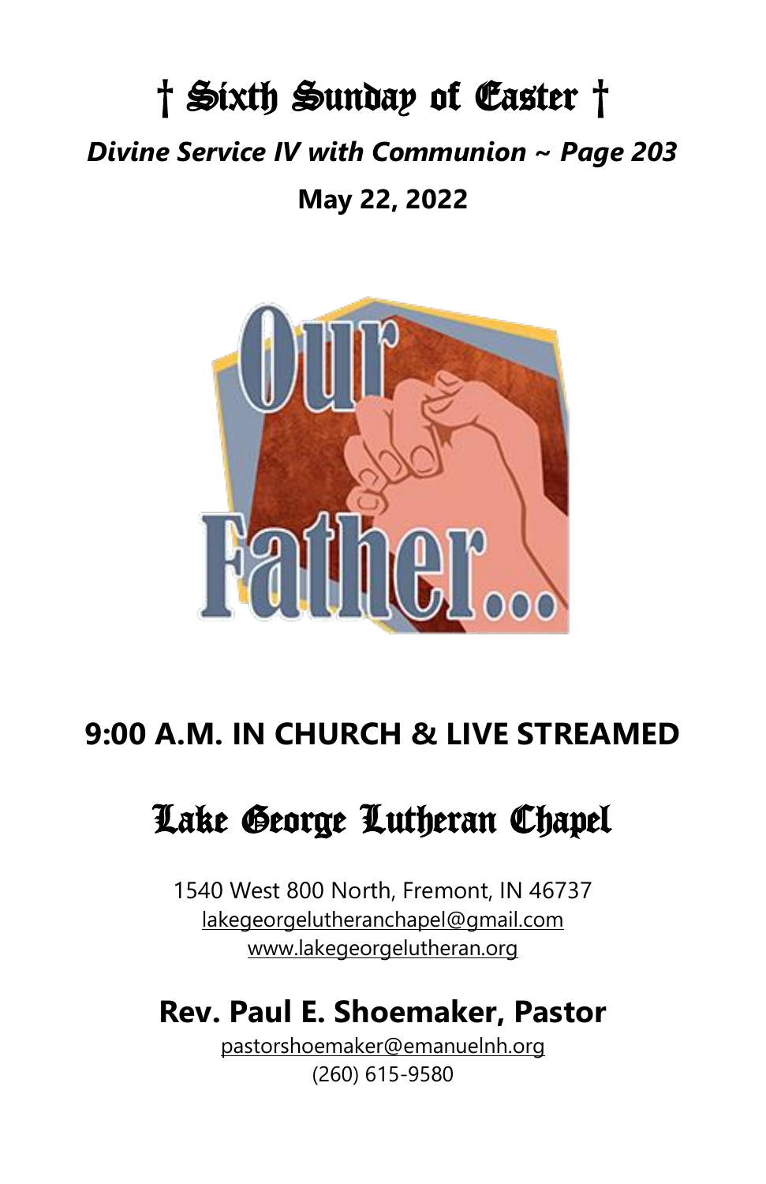# † Sixth Sunday of Easter †

***Divine Service IV with Communion ~ Page 203***

**May 22, 2022**

## 9:00 A.M. IN CHURCH & LIVE STREAMED

# Lake George Lutheran Chapel

1540 West 800 North, Fremont, IN 46737
lakegeorgelutheranchapel@gmail.com
www.lakegeorgelutheran.org

## Rev. Paul E. Shoemaker, Pastor

pastorshoemaker@emanuelnh.org
(260) 615-9580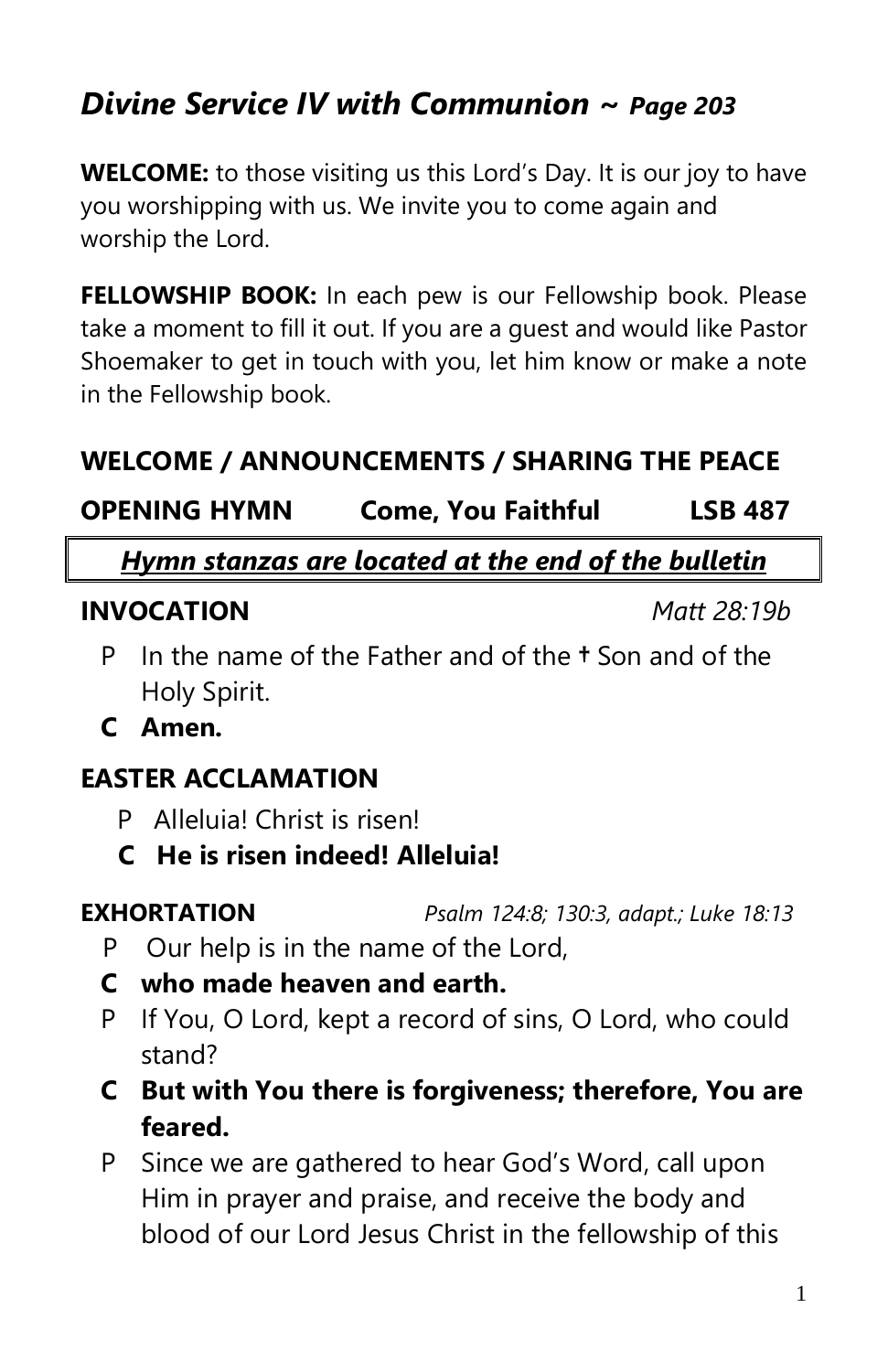# *Divine Service IV with Communion ~ Page 203*

**WELCOME:** to those visiting us this Lord's Day. It is our joy to have you worshipping with us. We invite you to come again and worship the Lord.

**FELLOWSHIP BOOK:** In each pew is our Fellowship book. Please take a moment to fill it out. If you are a guest and would like Pastor Shoemaker to get in touch with you, let him know or make a note in the Fellowship book.

**WELCOME / ANNOUNCEMENTS / SHARING THE PEACE**

**OPENING HYMN** **Come, You Faithful** **LSB 487**

***Hymn stanzas are located at the end of the bulletin***

**INVOCATION** *Matt 28:19b*

P In the name of the Father and of the ✝ Son and of the Holy Spirit.

**C Amen.**

**EASTER ACCLAMATION**

P Alleluia! Christ is risen!

**C He is risen indeed! Alleluia!**

**EXHORTATION** *Psalm 124:8; 130:3, adapt.; Luke 18:13*

P Our help is in the name of the Lord,

**C who made heaven and earth.**

P If You, O Lord, kept a record of sins, O Lord, who could stand?

**C But with You there is forgiveness; therefore, You are feared.**

P Since we are gathered to hear God's Word, call upon Him in prayer and praise, and receive the body and blood of our Lord Jesus Christ in the fellowship of this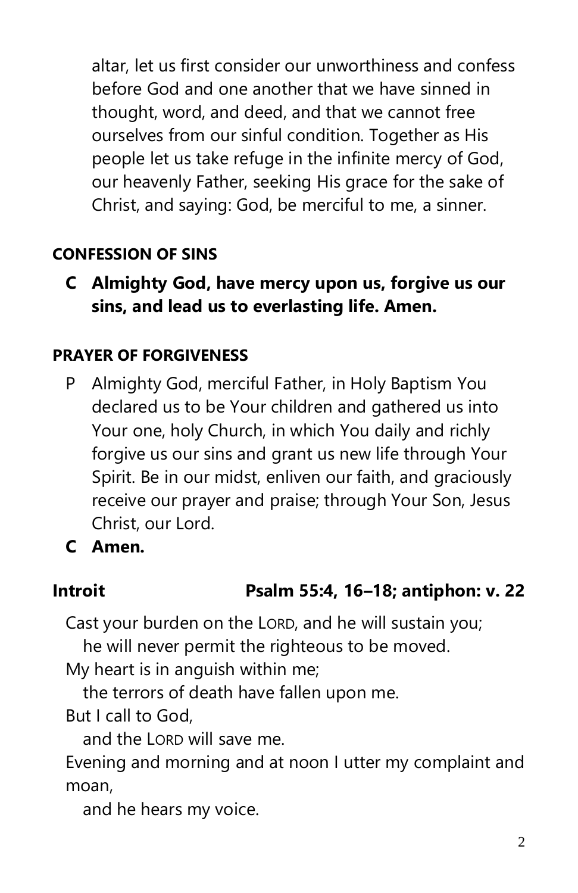altar, let us first consider our unworthiness and confess before God and one another that we have sinned in thought, word, and deed, and that we cannot free ourselves from our sinful condition. Together as His people let us take refuge in the infinite mercy of God, our heavenly Father, seeking His grace for the sake of Christ, and saying: God, be merciful to me, a sinner.

**CONFESSION OF SINS**

**C Almighty God, have mercy upon us, forgive us our sins, and lead us to everlasting life. Amen.**

**PRAYER OF FORGIVENESS**

P Almighty God, merciful Father, in Holy Baptism You declared us to be Your children and gathered us into Your one, holy Church, in which You daily and richly forgive us our sins and grant us new life through Your Spirit. Be in our midst, enliven our faith, and graciously receive our prayer and praise; through Your Son, Jesus Christ, our Lord.

**C Amen.**

**Introit** **Psalm 55:4, 16–18; antiphon: v. 22**

Cast your burden on the LORD, and he will sustain you;
he will never permit the righteous to be moved.
My heart is in anguish within me;
the terrors of death have fallen upon me.
But I call to God,
and the LORD will save me.
Evening and morning and at noon I utter my complaint and moan,
and he hears my voice.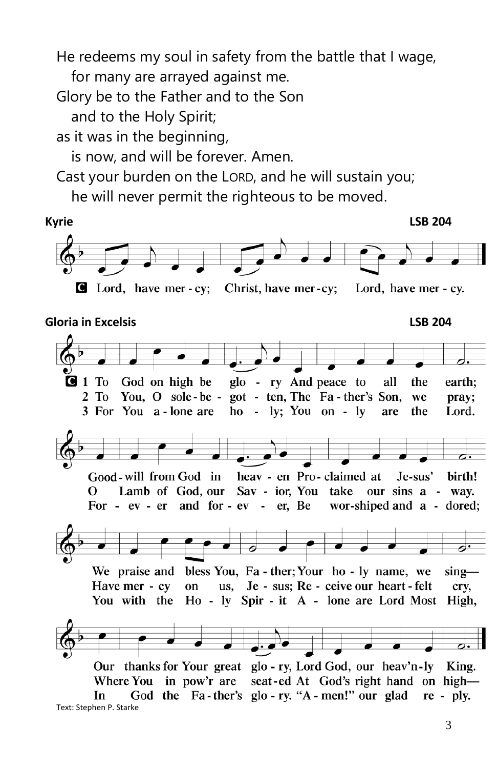He redeems my soul in safety from the battle that I wage,
  for many are arrayed against me.
Glory be to the Father and to the Son
  and to the Holy Spirit;
as it was in the beginning,
  is now, and will be forever. Amen.
Cast your burden on the LORD, and he will sustain you;
  he will never permit the righteous to be moved.

**Kyrie** **LSB 204**

**C** **Lord, have mer - cy; Christ, have mer - cy; Lord, have mer - cy.**

**Gloria in Excelsis** **LSB 204**

**C** **1 To God on high be glo - ry And peace to all the earth;**
**Good - will from God in heav - en Pro - claimed at Je-sus' birth!**
**We praise and bless You, Fa - ther; Your ho - ly name, we sing—**
**Our thanks for Your great glo - ry, Lord God, our heav'n - ly King.**

**2 To You, O sole - be - got - ten, The Fa - ther's Son, we pray;**
**O Lamb of God, our Sav - ior, You take our sins a - way.**
**Have mer - cy on us, Je - sus; Re - ceive our heart - felt cry,**
**Where You in pow'r are seat - ed At God's right hand on high—**

**3 For You a - lone are ho - ly; You on - ly are the Lord.**
**For - ev - er and for - ev - er, Be wor - shiped and a - dored;**
**You with the Ho - ly Spir - it A - lone are Lord Most High,**
**In God the Fa - ther's glo - ry. "A - men!" our glad re - ply.**

Text: Stephen P. Starke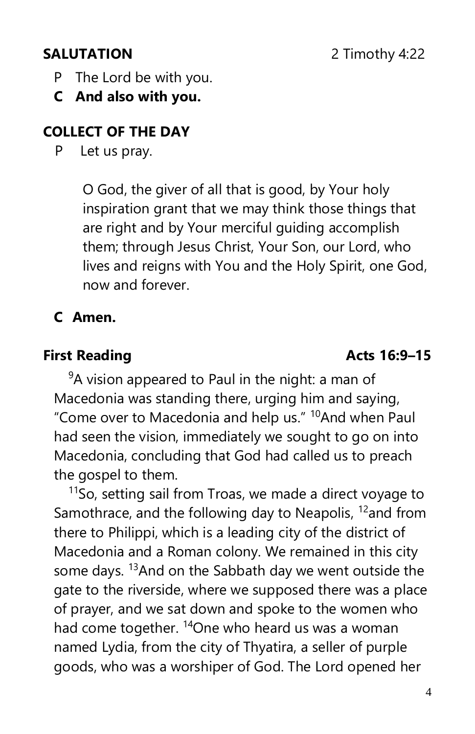**SALUTATION** 2 Timothy 4:22

P The Lord be with you.

**C And also with you.**

**COLLECT OF THE DAY**

P Let us pray.

O God, the giver of all that is good, by Your holy inspiration grant that we may think those things that are right and by Your merciful guiding accomplish them; through Jesus Christ, Your Son, our Lord, who lives and reigns with You and the Holy Spirit, one God, now and forever.

**C Amen.**

**First Reading** **Acts 16:9–15**

[9]A vision appeared to Paul in the night: a man of Macedonia was standing there, urging him and saying, "Come over to Macedonia and help us." [10]And when Paul had seen the vision, immediately we sought to go on into Macedonia, concluding that God had called us to preach the gospel to them.

[11]So, setting sail from Troas, we made a direct voyage to Samothrace, and the following day to Neapolis, [12]and from there to Philippi, which is a leading city of the district of Macedonia and a Roman colony. We remained in this city some days. [13]And on the Sabbath day we went outside the gate to the riverside, where we supposed there was a place of prayer, and we sat down and spoke to the women who had come together. [14]One who heard us was a woman named Lydia, from the city of Thyatira, a seller of purple goods, who was a worshiper of God. The Lord opened her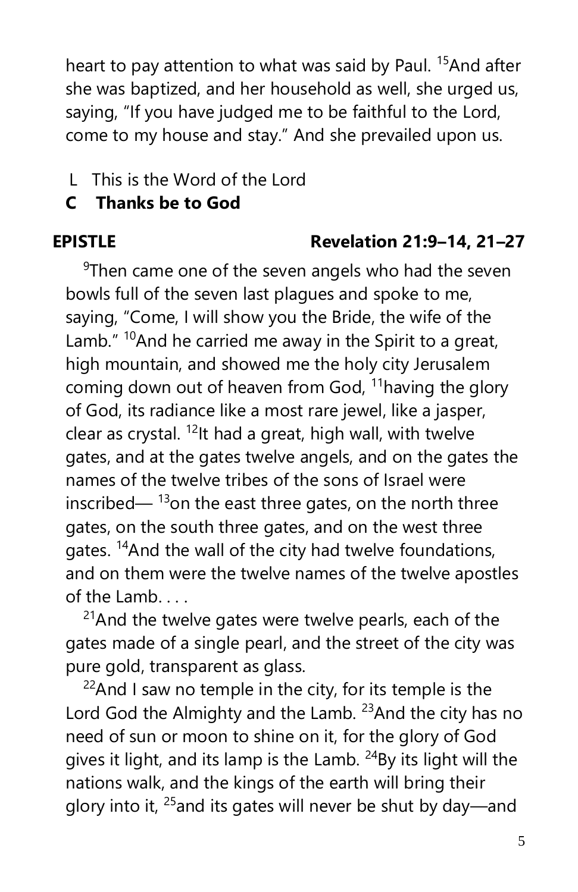heart to pay attention to what was said by Paul. [15]And after she was baptized, and her household as well, she urged us, saying, "If you have judged me to be faithful to the Lord, come to my house and stay." And she prevailed upon us.

L  This is the Word of the Lord

**C  Thanks be to God**

**EPISTLE** **Revelation 21:9–14, 21–27**

[9]Then came one of the seven angels who had the seven bowls full of the seven last plagues and spoke to me, saying, "Come, I will show you the Bride, the wife of the Lamb." [10]And he carried me away in the Spirit to a great, high mountain, and showed me the holy city Jerusalem coming down out of heaven from God, [11]having the glory of God, its radiance like a most rare jewel, like a jasper, clear as crystal. [12]It had a great, high wall, with twelve gates, and at the gates twelve angels, and on the gates the names of the twelve tribes of the sons of Israel were inscribed— [13]on the east three gates, on the north three gates, on the south three gates, and on the west three gates. [14]And the wall of the city had twelve foundations, and on them were the twelve names of the twelve apostles of the Lamb. . . .

[21]And the twelve gates were twelve pearls, each of the gates made of a single pearl, and the street of the city was pure gold, transparent as glass.

[22]And I saw no temple in the city, for its temple is the Lord God the Almighty and the Lamb. [23]And the city has no need of sun or moon to shine on it, for the glory of God gives it light, and its lamp is the Lamb. [24]By its light will the nations walk, and the kings of the earth will bring their glory into it, [25]and its gates will never be shut by day—and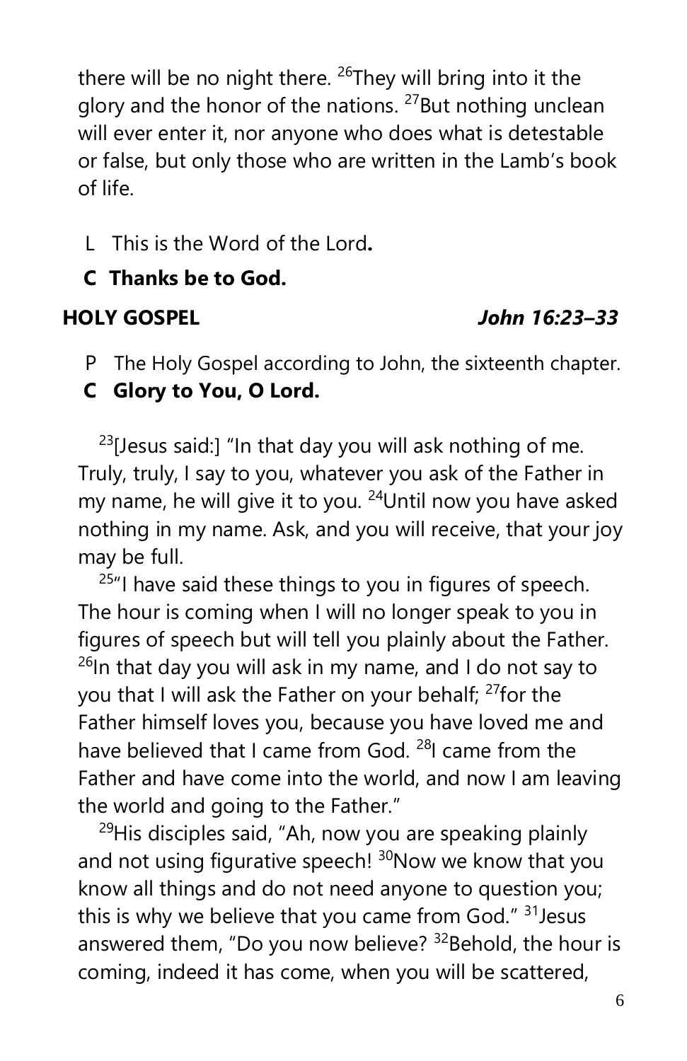there will be no night there. [26]They will bring into it the glory and the honor of the nations. [27]But nothing unclean will ever enter it, nor anyone who does what is detestable or false, but only those who are written in the Lamb's book of life.

L This is the Word of the Lord.

**C Thanks be to God.**

**HOLY GOSPEL** ***John 16:23–33***

P The Holy Gospel according to John, the sixteenth chapter.

**C Glory to You, O Lord.**

[23][Jesus said:] "In that day you will ask nothing of me. Truly, truly, I say to you, whatever you ask of the Father in my name, he will give it to you. [24]Until now you have asked nothing in my name. Ask, and you will receive, that your joy may be full.

[25]"I have said these things to you in figures of speech. The hour is coming when I will no longer speak to you in figures of speech but will tell you plainly about the Father. [26]In that day you will ask in my name, and I do not say to you that I will ask the Father on your behalf; [27]for the Father himself loves you, because you have loved me and have believed that I came from God. [28]I came from the Father and have come into the world, and now I am leaving the world and going to the Father."

[29]His disciples said, "Ah, now you are speaking plainly and not using figurative speech! [30]Now we know that you know all things and do not need anyone to question you; this is why we believe that you came from God." [31]Jesus answered them, "Do you now believe? [32]Behold, the hour is coming, indeed it has come, when you will be scattered,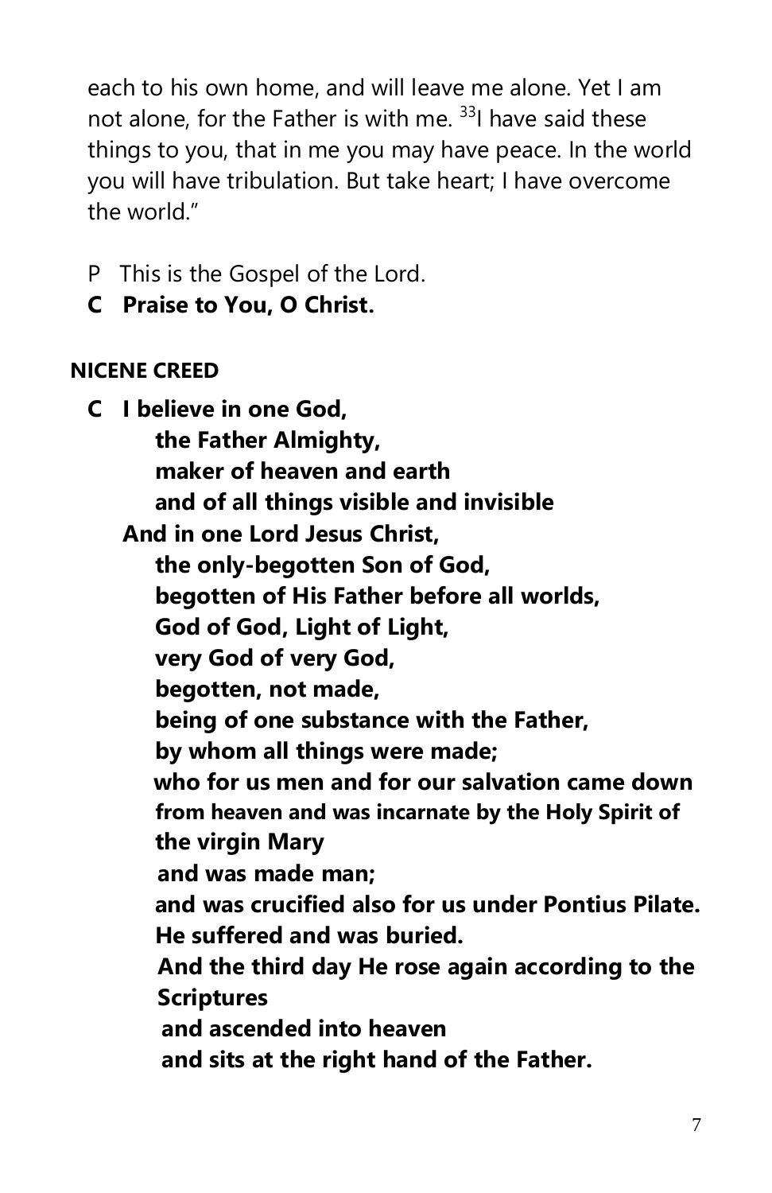each to his own home, and will leave me alone. Yet I am not alone, for the Father is with me. [33]I have said these things to you, that in me you may have peace. In the world you will have tribulation. But take heart; I have overcome the world."

P This is the Gospel of the Lord.

**C Praise to You, O Christ.**

**NICENE CREED**

**C I believe in one God,**
**the Father Almighty,**
**maker of heaven and earth**
**and of all things visible and invisible**
**And in one Lord Jesus Christ,**
**the only-begotten Son of God,**
**begotten of His Father before all worlds,**
**God of God, Light of Light,**
**very God of very God,**
**begotten, not made,**
**being of one substance with the Father,**
**by whom all things were made;**
**who for us men and for our salvation came down from heaven and was incarnate by the Holy Spirit of the virgin Mary**
**and was made man;**
**and was crucified also for us under Pontius Pilate.**
**He suffered and was buried.**
**And the third day He rose again according to the Scriptures**
**and ascended into heaven**
**and sits at the right hand of the Father.**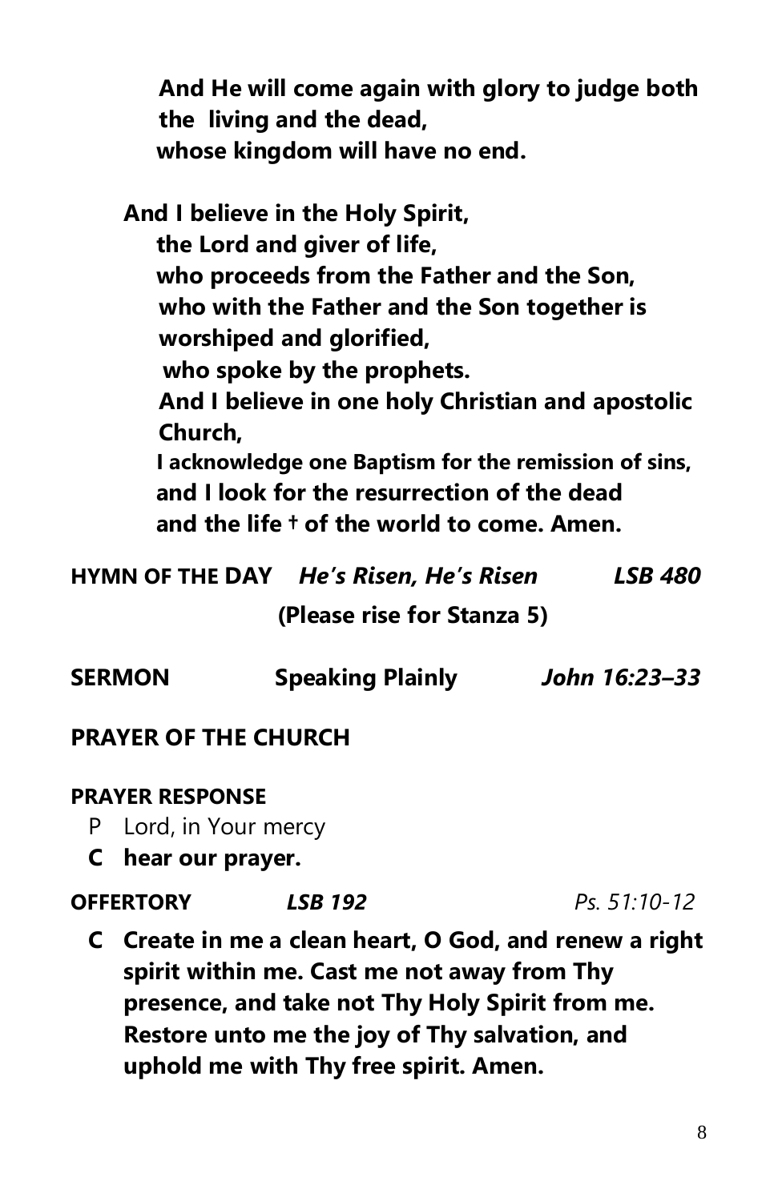**And He will come again with glory to judge both the living and the dead,**
**whose kingdom will have no end.**

**And I believe in the Holy Spirit,**
**the Lord and giver of life,**
**who proceeds from the Father and the Son,**
**who with the Father and the Son together is worshiped and glorified,**
**who spoke by the prophets.**
**And I believe in one holy Christian and apostolic Church,**
**I acknowledge one Baptism for the remission of sins,**
**and I look for the resurrection of the dead**
**and the life † of the world to come. Amen.**

**HYMN OF THE DAY** ***He's Risen, He's Risen*** ***LSB 480***

**(Please rise for Stanza 5)**

**SERMON** **Speaking Plainly** ***John 16:23–33***

**PRAYER OF THE CHURCH**

**PRAYER RESPONSE**

P Lord, in Your mercy
**C hear our prayer.**

**OFFERTORY** ***LSB 192*** *Ps. 51:10-12*

**C Create in me a clean heart, O God, and renew a right spirit within me. Cast me not away from Thy presence, and take not Thy Holy Spirit from me. Restore unto me the joy of Thy salvation, and uphold me with Thy free spirit. Amen.**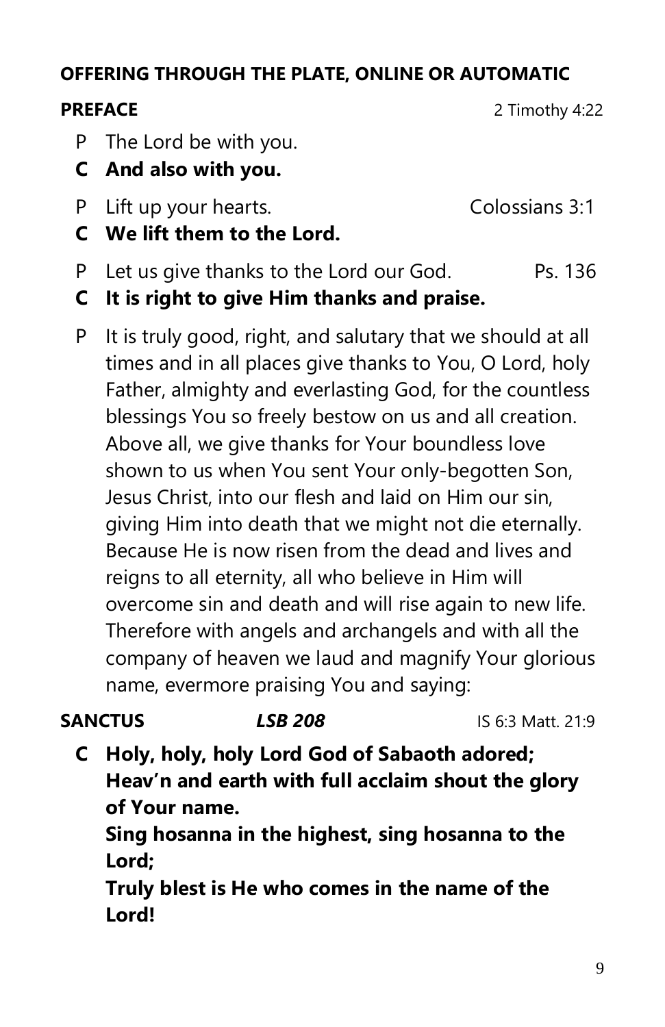**OFFERING THROUGH THE PLATE, ONLINE OR AUTOMATIC**

**PREFACE** 2 Timothy 4:22

P The Lord be with you.

**C And also with you.**

P Lift up your hearts. Colossians 3:1

**C We lift them to the Lord.**

P Let us give thanks to the Lord our God. Ps. 136

**C It is right to give Him thanks and praise.**

P It is truly good, right, and salutary that we should at all times and in all places give thanks to You, O Lord, holy Father, almighty and everlasting God, for the countless blessings You so freely bestow on us and all creation. Above all, we give thanks for Your boundless love shown to us when You sent Your only-begotten Son, Jesus Christ, into our flesh and laid on Him our sin, giving Him into death that we might not die eternally. Because He is now risen from the dead and lives and reigns to all eternity, all who believe in Him will overcome sin and death and will rise again to new life. Therefore with angels and archangels and with all the company of heaven we laud and magnify Your glorious name, evermore praising You and saying:

**SANCTUS** ***LSB 208*** IS 6:3 Matt. 21:9

**C Holy, holy, holy Lord God of Sabaoth adored;**
**Heav'n and earth with full acclaim shout the glory of Your name.**
**Sing hosanna in the highest, sing hosanna to the Lord;**
**Truly blest is He who comes in the name of the Lord!**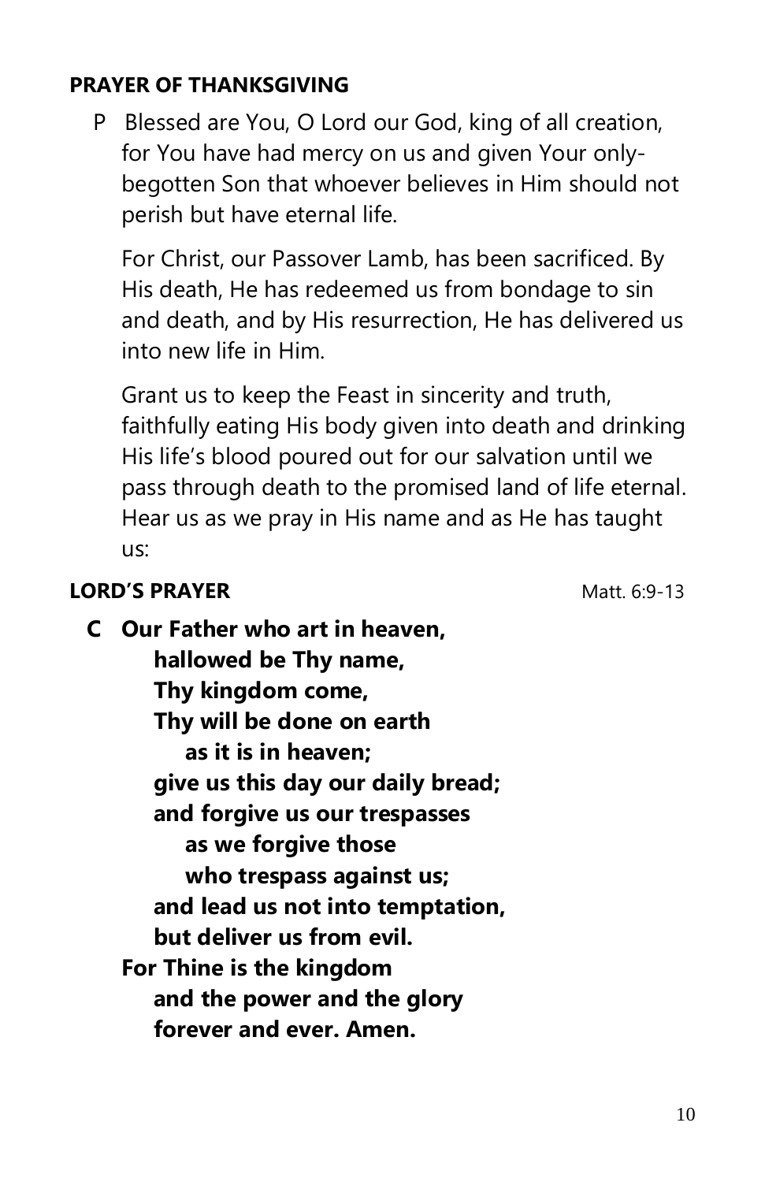**PRAYER OF THANKSGIVING**

P Blessed are You, O Lord our God, king of all creation, for You have had mercy on us and given Your only-begotten Son that whoever believes in Him should not perish but have eternal life.

For Christ, our Passover Lamb, has been sacrificed. By His death, He has redeemed us from bondage to sin and death, and by His resurrection, He has delivered us into new life in Him.

Grant us to keep the Feast in sincerity and truth, faithfully eating His body given into death and drinking His life's blood poured out for our salvation until we pass through death to the promised land of life eternal. Hear us as we pray in His name and as He has taught us:

**LORD'S PRAYER** Matt. 6:9-13

**C Our Father who art in heaven,**
**hallowed be Thy name,**
**Thy kingdom come,**
**Thy will be done on earth**
**as it is in heaven;**
**give us this day our daily bread;**
**and forgive us our trespasses**
**as we forgive those**
**who trespass against us;**
**and lead us not into temptation,**
**but deliver us from evil.**
**For Thine is the kingdom**
**and the power and the glory**
**forever and ever. Amen.**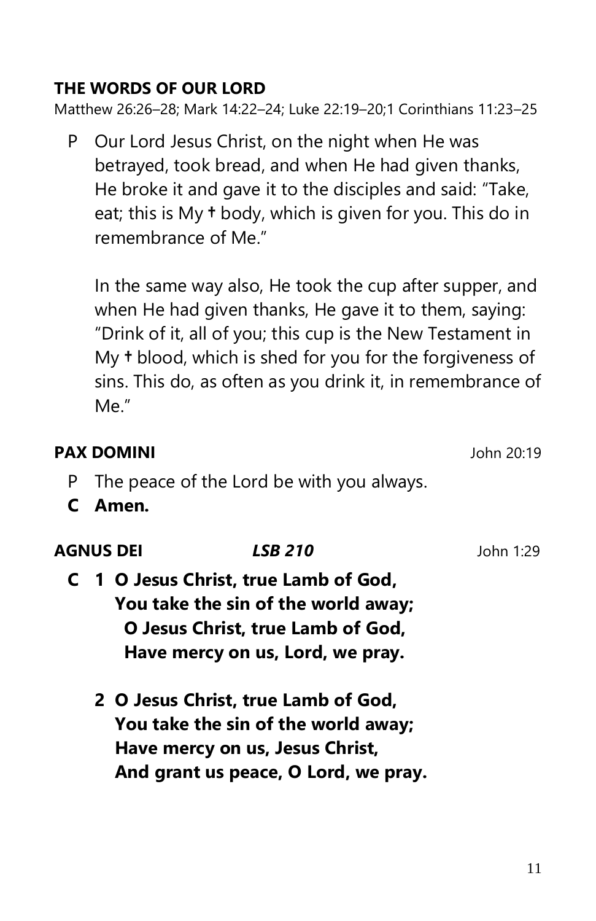**THE WORDS OF OUR LORD**

Matthew 26:26–28; Mark 14:22–24; Luke 22:19–20;1 Corinthians 11:23–25

P Our Lord Jesus Christ, on the night when He was betrayed, took bread, and when He had given thanks, He broke it and gave it to the disciples and said: "Take, eat; this is My ✝ body, which is given for you. This do in remembrance of Me."

In the same way also, He took the cup after supper, and when He had given thanks, He gave it to them, saying: "Drink of it, all of you; this cup is the New Testament in My ✝ blood, which is shed for you for the forgiveness of sins. This do, as often as you drink it, in remembrance of Me."

**PAX DOMINI** John 20:19

P The peace of the Lord be with you always.

**C Amen.**

**AGNUS DEI** ***LSB 210*** John 1:29

**C 1 O Jesus Christ, true Lamb of God,**
**You take the sin of the world away;**
**O Jesus Christ, true Lamb of God,**
**Have mercy on us, Lord, we pray.**

**2 O Jesus Christ, true Lamb of God,**
**You take the sin of the world away;**
**Have mercy on us, Jesus Christ,**
**And grant us peace, O Lord, we pray.**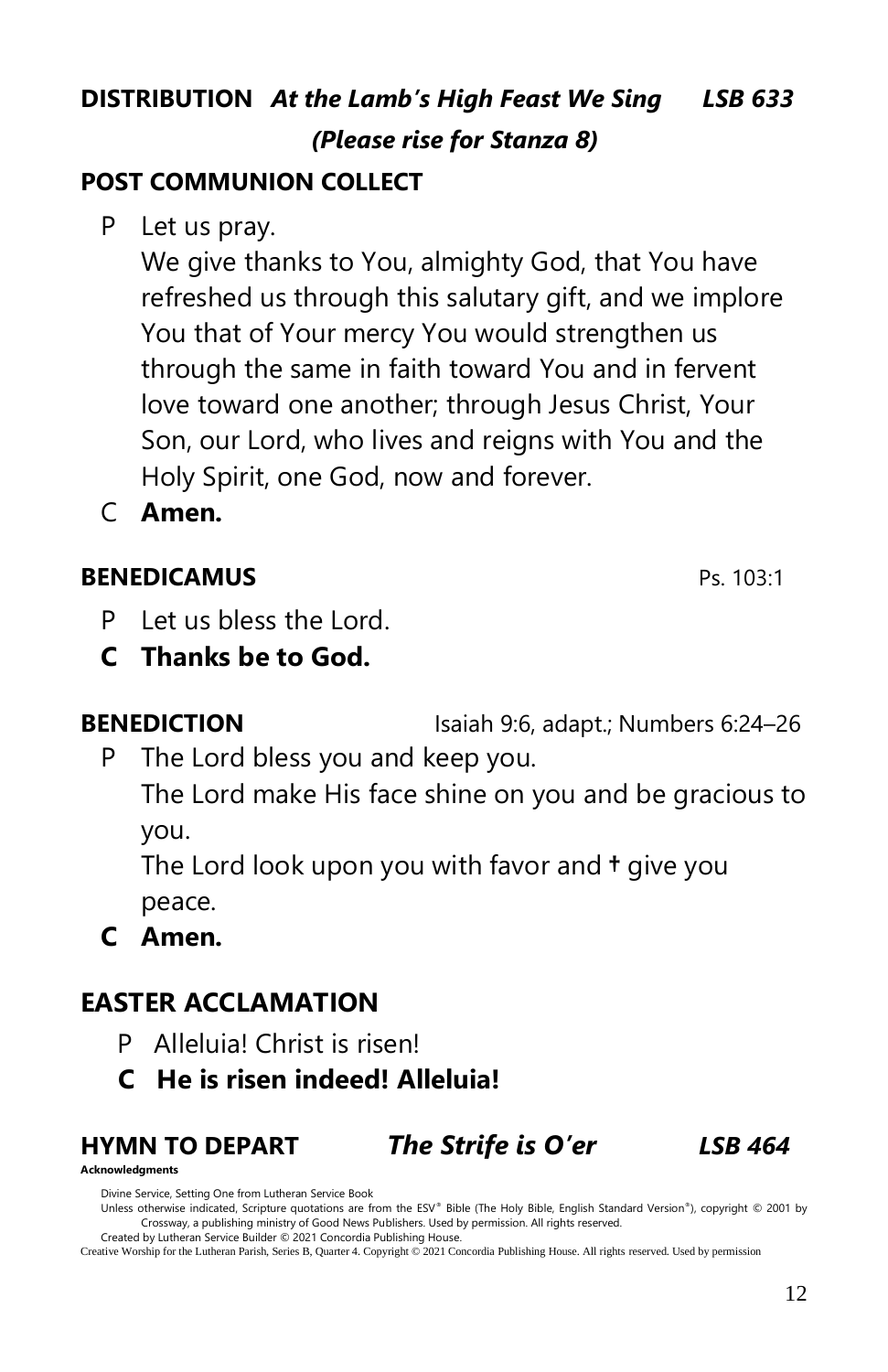**DISTRIBUTION** ***At the Lamb's High Feast We Sing*** ***LSB 633***

***(Please rise for Stanza 8)***

**POST COMMUNION COLLECT**

P Let us pray.
We give thanks to You, almighty God, that You have refreshed us through this salutary gift, and we implore You that of Your mercy You would strengthen us through the same in faith toward You and in fervent love toward one another; through Jesus Christ, Your Son, our Lord, who lives and reigns with You and the Holy Spirit, one God, now and forever.

C **Amen.**

**BENEDICAMUS** Ps. 103:1

P Let us bless the Lord.

**C Thanks be to God.**

**BENEDICTION** Isaiah 9:6, adapt.; Numbers 6:24–26

P The Lord bless you and keep you.
The Lord make His face shine on you and be gracious to you.
The Lord look upon you with favor and ✝ give you peace.

**C Amen.**

## EASTER ACCLAMATION

P Alleluia! Christ is risen!

**C He is risen indeed! Alleluia!**

**HYMN TO DEPART** ***The Strife is O'er*** ***LSB 464***

**Acknowledgments**

Divine Service, Setting One from Lutheran Service Book
Unless otherwise indicated, Scripture quotations are from the ESV® Bible (The Holy Bible, English Standard Version®), copyright © 2001 by Crossway, a publishing ministry of Good News Publishers. Used by permission. All rights reserved.
Created by Lutheran Service Builder © 2021 Concordia Publishing House.
Creative Worship for the Lutheran Parish, Series B, Quarter 4. Copyright © 2021 Concordia Publishing House. All rights reserved. Used by permission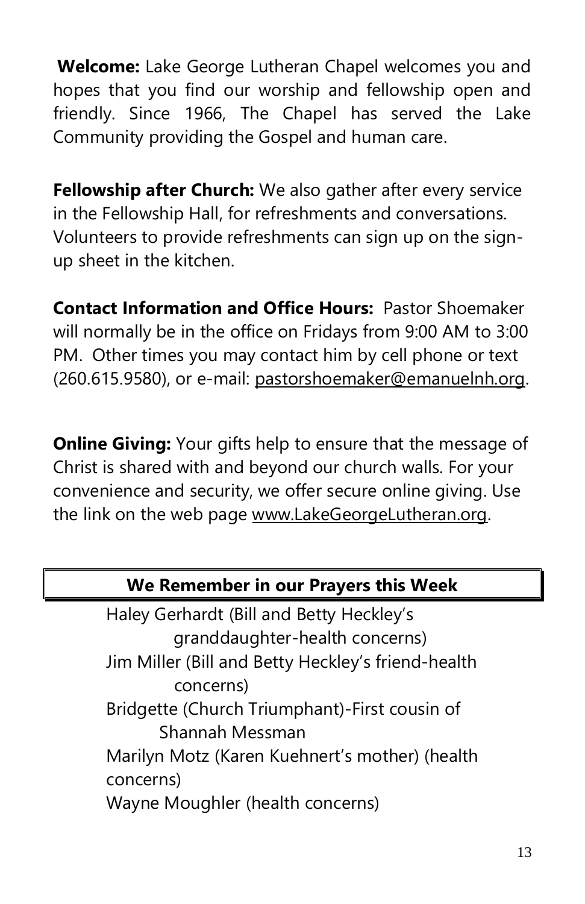**Welcome:** Lake George Lutheran Chapel welcomes you and hopes that you find our worship and fellowship open and friendly. Since 1966, The Chapel has served the Lake Community providing the Gospel and human care.

**Fellowship after Church:** We also gather after every service in the Fellowship Hall, for refreshments and conversations. Volunteers to provide refreshments can sign up on the sign-up sheet in the kitchen.

**Contact Information and Office Hours:** Pastor Shoemaker will normally be in the office on Fridays from 9:00 AM to 3:00 PM. Other times you may contact him by cell phone or text (260.615.9580), or e-mail: pastorshoemaker@emanuelnh.org.

**Online Giving:** Your gifts help to ensure that the message of Christ is shared with and beyond our church walls. For your convenience and security, we offer secure online giving. Use the link on the web page www.LakeGeorgeLutheran.org.

## We Remember in our Prayers this Week

Haley Gerhardt (Bill and Betty Heckley's granddaughter-health concerns)
Jim Miller (Bill and Betty Heckley's friend-health concerns)
Bridgette (Church Triumphant)-First cousin of Shannah Messman
Marilyn Motz (Karen Kuehnert's mother) (health concerns)
Wayne Moughler (health concerns)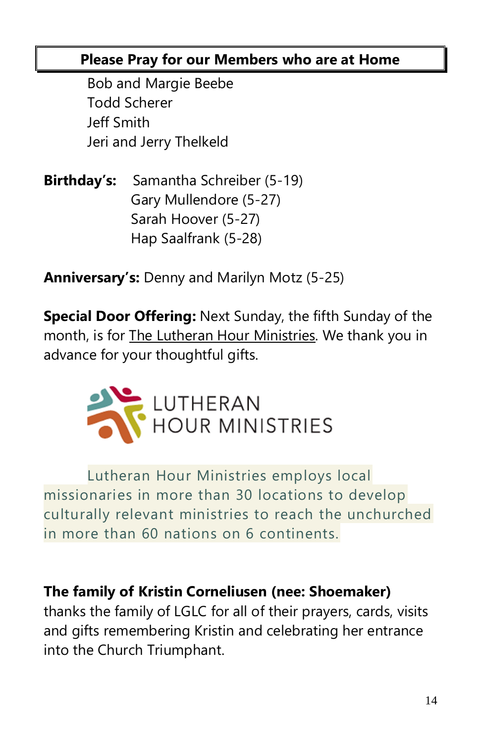## Please Pray for our Members who are at Home

Bob and Margie Beebe
Todd Scherer
Jeff Smith
Jeri and Jerry Thelkeld

**Birthday's:** Samantha Schreiber (5-19)
Gary Mullendore (5-27)
Sarah Hoover (5-27)
Hap Saalfrank (5-28)

**Anniversary's:** Denny and Marilyn Motz (5-25)

**Special Door Offering:** Next Sunday, the fifth Sunday of the month, is for The Lutheran Hour Ministries. We thank you in advance for your thoughtful gifts.

LUTHERAN HOUR MINISTRIES

Lutheran Hour Ministries employs local missionaries in more than 30 locations to develop culturally relevant ministries to reach the unchurched in more than 60 nations on 6 continents.

**The family of Kristin Corneliusen (nee: Shoemaker)** thanks the family of LGLC for all of their prayers, cards, visits and gifts remembering Kristin and celebrating her entrance into the Church Triumphant.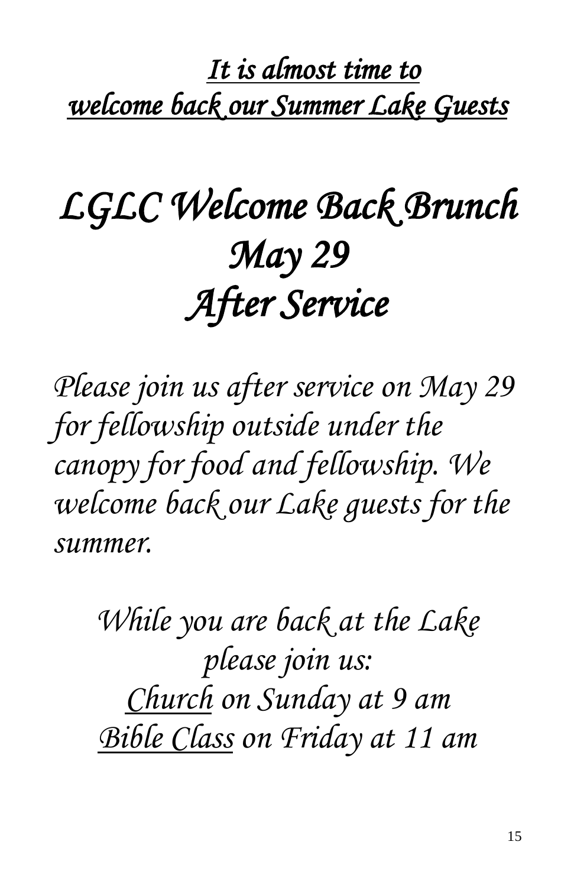***It is almost time to welcome back our Summer Lake Guests***

# *LGLC Welcome Back Brunch*
# *May 29*
# *After Service*

*Please join us after service on May 29 for fellowship outside under the canopy for food and fellowship. We welcome back our Lake guests for the summer.*

*While you are back at the Lake please join us:*
*Church on Sunday at 9 am*
*Bible Class on Friday at 11 am*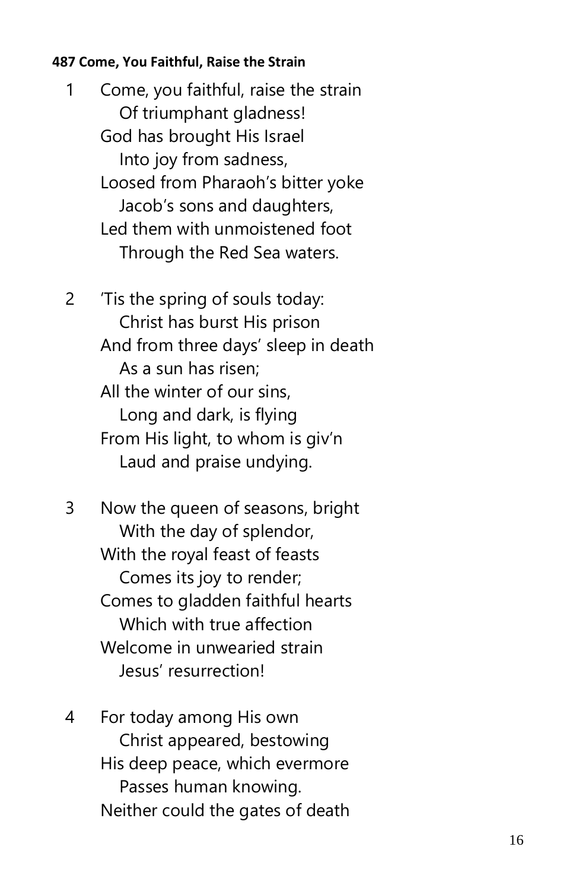**487 Come, You Faithful, Raise the Strain**

1 Come, you faithful, raise the strain
  Of triumphant gladness!
 God has brought His Israel
  Into joy from sadness,
 Loosed from Pharaoh's bitter yoke
  Jacob's sons and daughters,
 Led them with unmoistened foot
  Through the Red Sea waters.

2 'Tis the spring of souls today:
  Christ has burst His prison
 And from three days' sleep in death
  As a sun has risen;
 All the winter of our sins,
  Long and dark, is flying
 From His light, to whom is giv'n
  Laud and praise undying.

3 Now the queen of seasons, bright
  With the day of splendor,
 With the royal feast of feasts
  Comes its joy to render;
 Comes to gladden faithful hearts
  Which with true affection
 Welcome in unwearied strain
  Jesus' resurrection!

4 For today among His own
  Christ appeared, bestowing
 His deep peace, which evermore
  Passes human knowing.
 Neither could the gates of death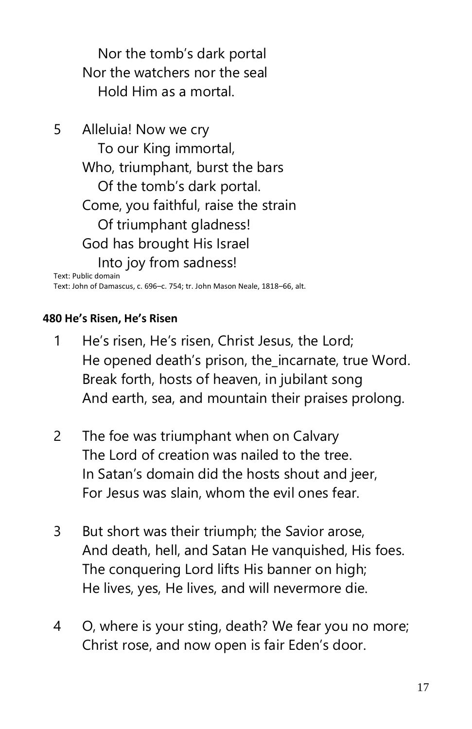Nor the tomb’s dark portal  
Nor the watchers nor the seal  
Hold Him as a mortal.

5 Alleluia! Now we cry  
To our King immortal,  
Who, triumphant, burst the bars  
Of the tomb’s dark portal.  
Come, you faithful, raise the strain  
Of triumphant gladness!  
God has brought His Israel  
Into joy from sadness!

Text: Public domain  
Text: John of Damascus, c. 696–c. 754; tr. John Mason Neale, 1818–66, alt.

**480 He’s Risen, He’s Risen**

1 He’s risen, He’s risen, Christ Jesus, the Lord;  
He opened death’s prison, the_incarnate, true Word.  
Break forth, hosts of heaven, in jubilant song  
And earth, sea, and mountain their praises prolong.

2 The foe was triumphant when on Calvary  
The Lord of creation was nailed to the tree.  
In Satan’s domain did the hosts shout and jeer,  
For Jesus was slain, whom the evil ones fear.

3 But short was their triumph; the Savior arose,  
And death, hell, and Satan He vanquished, His foes.  
The conquering Lord lifts His banner on high;  
He lives, yes, He lives, and will nevermore die.

4 O, where is your sting, death? We fear you no more;  
Christ rose, and now open is fair Eden’s door.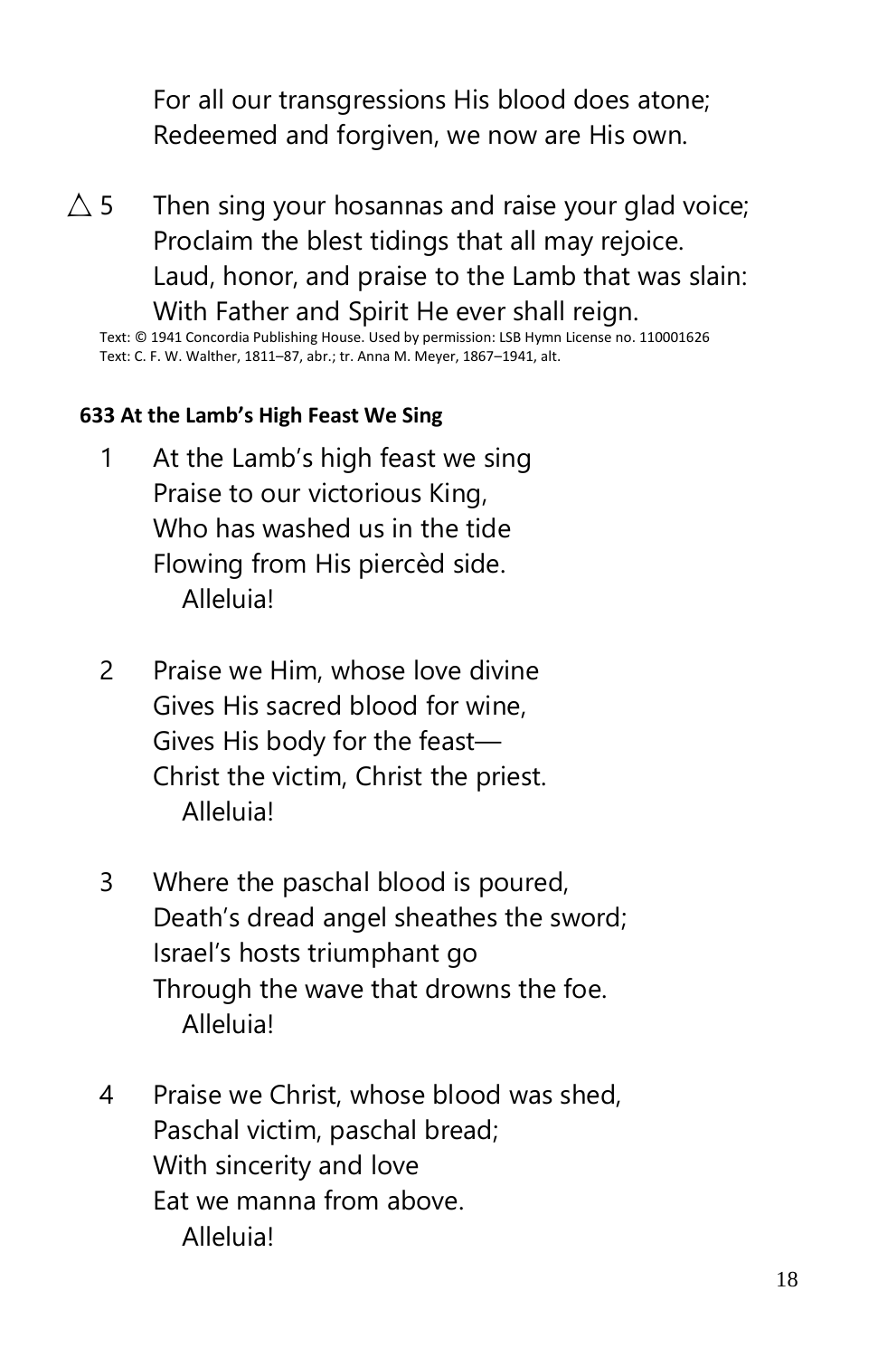For all our transgressions His blood does atone;
Redeemed and forgiven, we now are His own.

△ 5 Then sing your hosannas and raise your glad voice;
Proclaim the blest tidings that all may rejoice.
Laud, honor, and praise to the Lamb that was slain:
With Father and Spirit He ever shall reign.

Text: © 1941 Concordia Publishing House. Used by permission: LSB Hymn License no. 110001626
Text: C. F. W. Walther, 1811–87, abr.; tr. Anna M. Meyer, 1867–1941, alt.

**633 At the Lamb's High Feast We Sing**

1 At the Lamb's high feast we sing
Praise to our victorious King,
Who has washed us in the tide
Flowing from His piercèd side.
Alleluia!

2 Praise we Him, whose love divine
Gives His sacred blood for wine,
Gives His body for the feast—
Christ the victim, Christ the priest.
Alleluia!

3 Where the paschal blood is poured,
Death's dread angel sheathes the sword;
Israel's hosts triumphant go
Through the wave that drowns the foe.
Alleluia!

4 Praise we Christ, whose blood was shed,
Paschal victim, paschal bread;
With sincerity and love
Eat we manna from above.
Alleluia!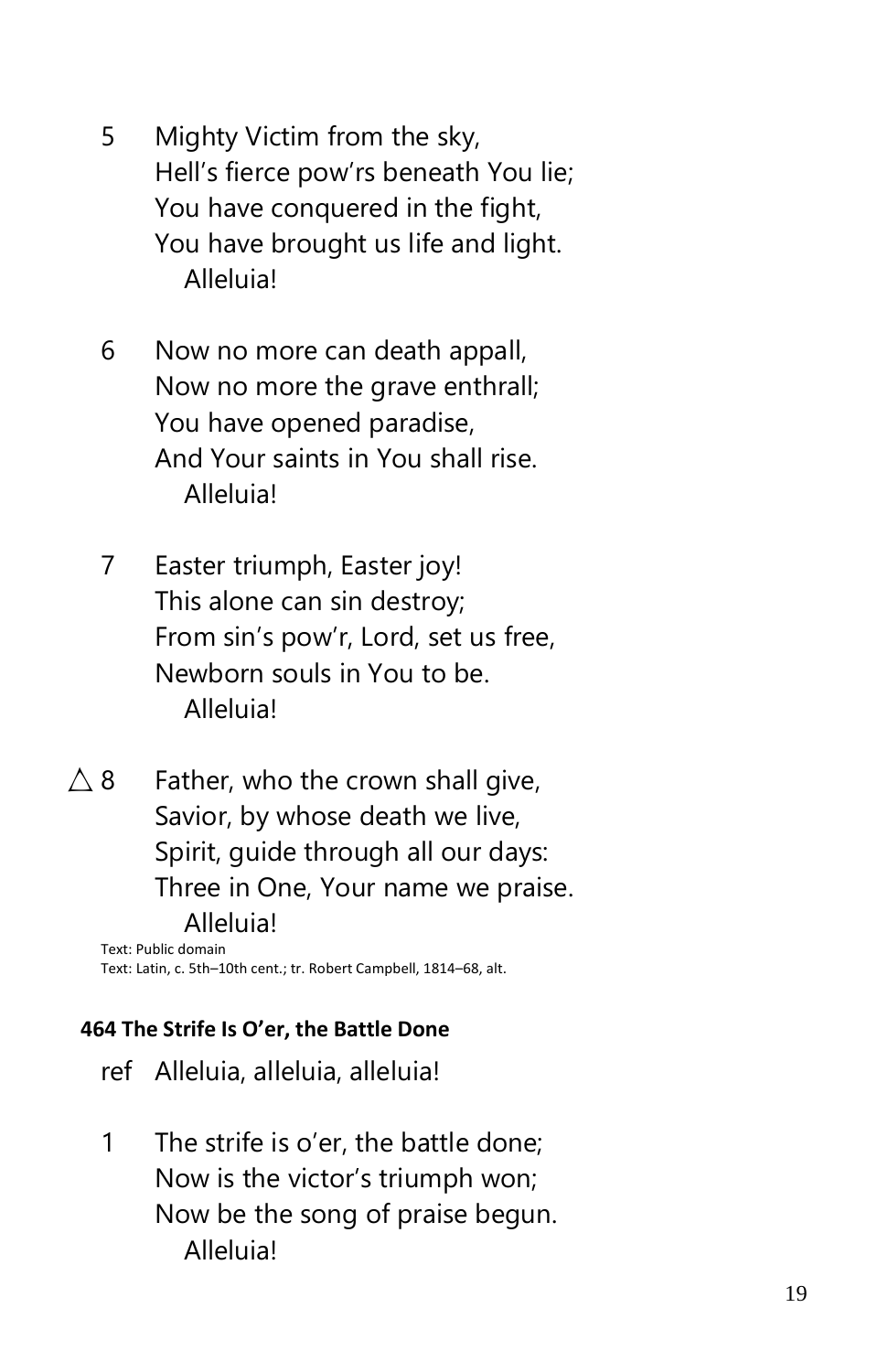5 Mighty Victim from the sky,
Hell's fierce pow'rs beneath You lie;
You have conquered in the fight,
You have brought us life and light.
Alleluia!

6 Now no more can death appall,
Now no more the grave enthrall;
You have opened paradise,
And Your saints in You shall rise.
Alleluia!

7 Easter triumph, Easter joy!
This alone can sin destroy;
From sin's pow'r, Lord, set us free,
Newborn souls in You to be.
Alleluia!

△ 8 Father, who the crown shall give,
Savior, by whose death we live,
Spirit, guide through all our days:
Three in One, Your name we praise.
Alleluia!

Text: Public domain
Text: Latin, c. 5th–10th cent.; tr. Robert Campbell, 1814–68, alt.

**464 The Strife Is O'er, the Battle Done**

ref Alleluia, alleluia, alleluia!

1 The strife is o'er, the battle done;
Now is the victor's triumph won;
Now be the song of praise begun.
Alleluia!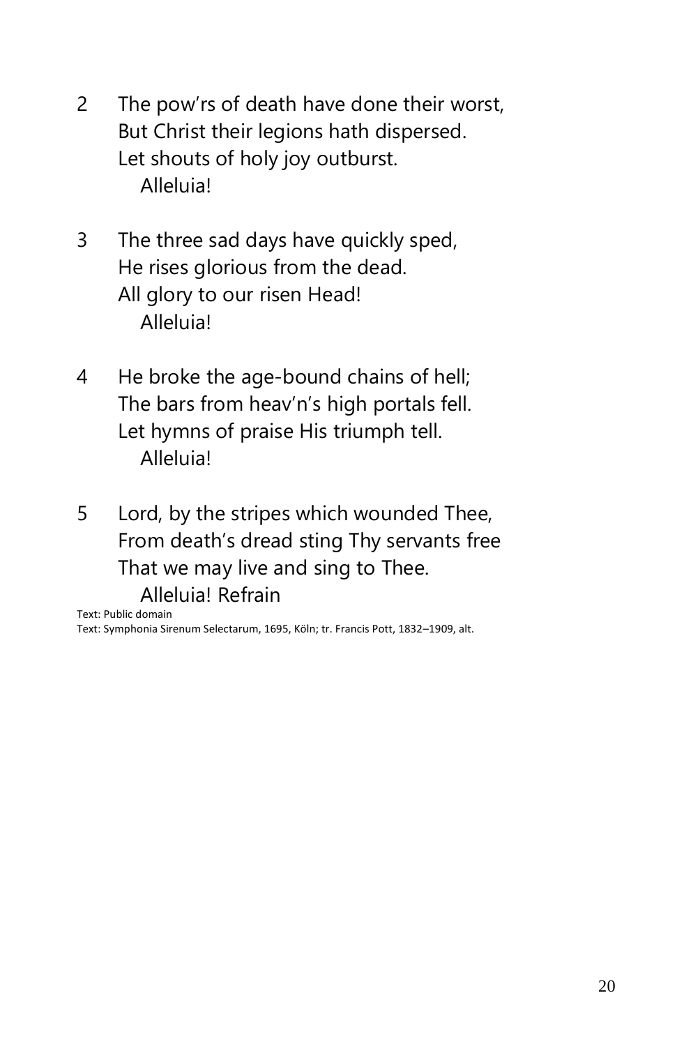2 The pow’rs of death have done their worst,
But Christ their legions hath dispersed.
Let shouts of holy joy outburst.
Alleluia!

3 The three sad days have quickly sped,
He rises glorious from the dead.
All glory to our risen Head!
Alleluia!

4 He broke the age-bound chains of hell;
The bars from heav’n’s high portals fell.
Let hymns of praise His triumph tell.
Alleluia!

5 Lord, by the stripes which wounded Thee,
From death’s dread sting Thy servants free
That we may live and sing to Thee.
Alleluia! Refrain

Text: Public domain
Text: Symphonia Sirenum Selectarum, 1695, Köln; tr. Francis Pott, 1832–1909, alt.